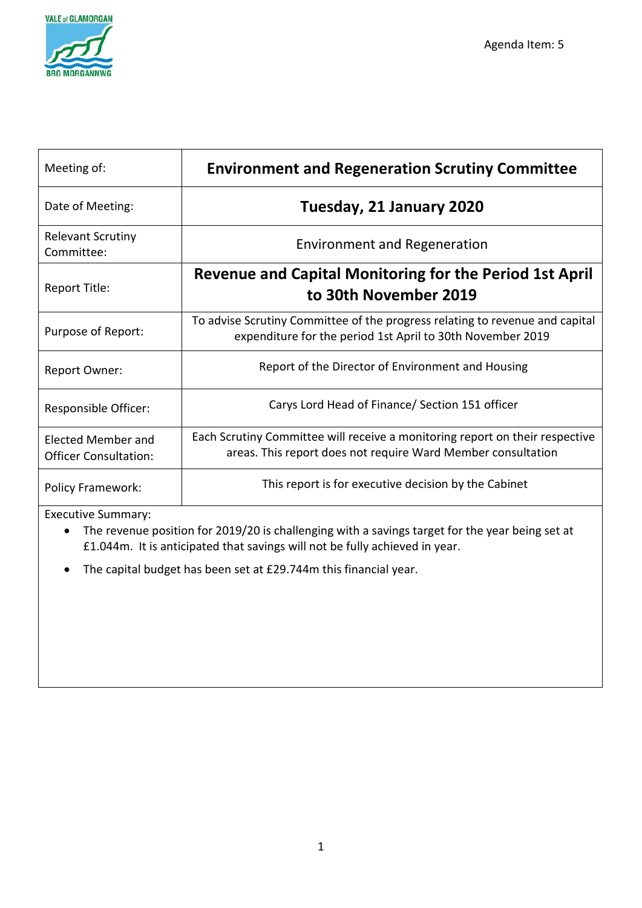Agenda Item: 5

| Meeting of: | **Environment and Regeneration Scrutiny Committee** |
| --- | --- |
| Date of Meeting: | **Tuesday, 21 January 2020** |
| Relevant Scrutiny Committee: | Environment and Regeneration |
| Report Title: | **Revenue and Capital Monitoring for the Period 1st April to 30th November 2019** |
| Purpose of Report: | To advise Scrutiny Committee of the progress relating to revenue and capital expenditure for the period 1st April to 30th November 2019 |
| Report Owner: | Report of the Director of Environment and Housing |
| Responsible Officer: | Carys Lord Head of Finance/ Section 151 officer |
| Elected Member and Officer Consultation: | Each Scrutiny Committee will receive a monitoring report on their respective areas. This report does not require Ward Member consultation |
| Policy Framework: | This report is for executive decision by the Cabinet |

Executive Summary:

- The revenue position for 2019/20 is challenging with a savings target for the year being set at £1.044m. It is anticipated that savings will not be fully achieved in year.
- The capital budget has been set at £29.744m this financial year.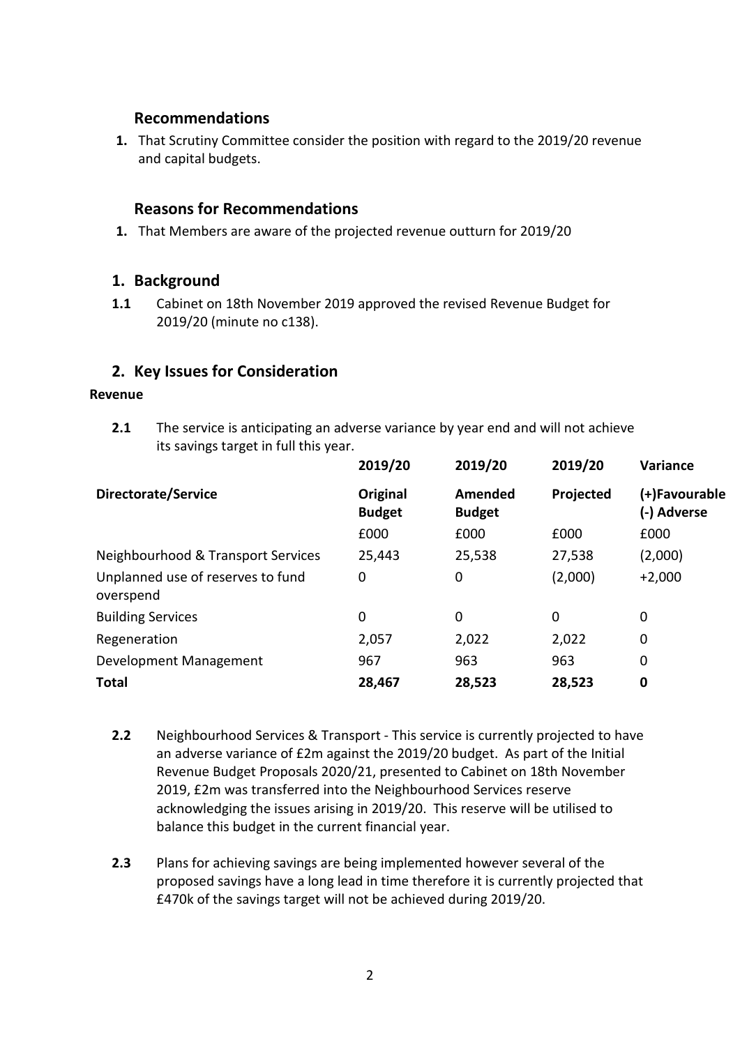## Recommendations

1. That Scrutiny Committee consider the position with regard to the 2019/20 revenue and capital budgets.

## Reasons for Recommendations

1. That Members are aware of the projected revenue outturn for 2019/20

## 1. Background

**1.1** Cabinet on 18th November 2019 approved the revised Revenue Budget for 2019/20 (minute no c138).

## 2. Key Issues for Consideration

**Revenue**

**2.1** The service is anticipating an adverse variance by year end and will not achieve its savings target in full this year.

| Directorate/Service | 2019/20 Original Budget | 2019/20 Amended Budget | 2019/20 Projected | Variance (+)Favourable (-) Adverse |
|---|---|---|---|---|
| | £000 | £000 | £000 | £000 |
| Neighbourhood & Transport Services | 25,443 | 25,538 | 27,538 | (2,000) |
| Unplanned use of reserves to fund overspend | 0 | 0 | (2,000) | +2,000 |
| Building Services | 0 | 0 | 0 | 0 |
| Regeneration | 2,057 | 2,022 | 2,022 | 0 |
| Development Management | 967 | 963 | 963 | 0 |
| **Total** | **28,467** | **28,523** | **28,523** | **0** |

**2.2** Neighbourhood Services & Transport - This service is currently projected to have an adverse variance of £2m against the 2019/20 budget. As part of the Initial Revenue Budget Proposals 2020/21, presented to Cabinet on 18th November 2019, £2m was transferred into the Neighbourhood Services reserve acknowledging the issues arising in 2019/20. This reserve will be utilised to balance this budget in the current financial year.

**2.3** Plans for achieving savings are being implemented however several of the proposed savings have a long lead in time therefore it is currently projected that £470k of the savings target will not be achieved during 2019/20.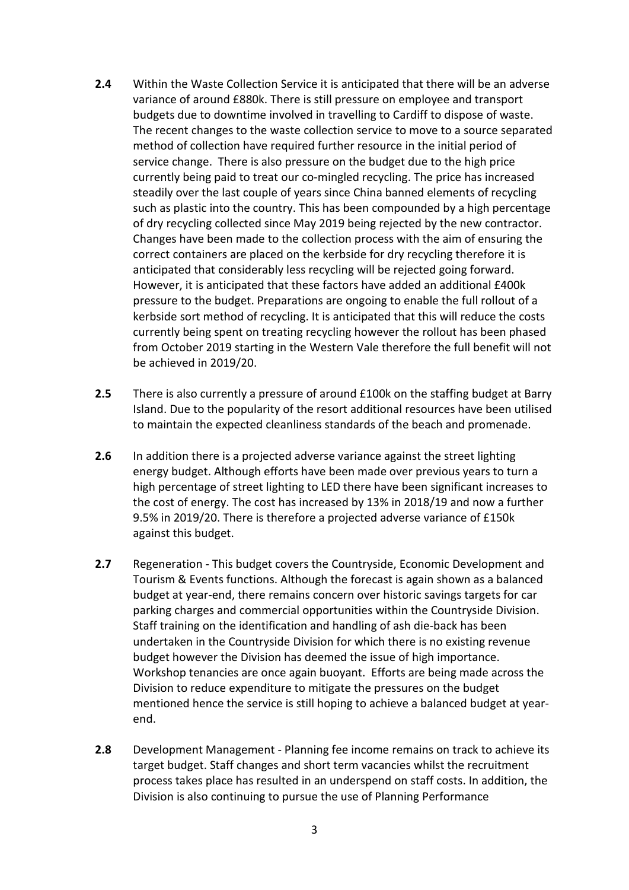**2.4** Within the Waste Collection Service it is anticipated that there will be an adverse variance of around £880k. There is still pressure on employee and transport budgets due to downtime involved in travelling to Cardiff to dispose of waste. The recent changes to the waste collection service to move to a source separated method of collection have required further resource in the initial period of service change. There is also pressure on the budget due to the high price currently being paid to treat our co-mingled recycling. The price has increased steadily over the last couple of years since China banned elements of recycling such as plastic into the country. This has been compounded by a high percentage of dry recycling collected since May 2019 being rejected by the new contractor. Changes have been made to the collection process with the aim of ensuring the correct containers are placed on the kerbside for dry recycling therefore it is anticipated that considerably less recycling will be rejected going forward. However, it is anticipated that these factors have added an additional £400k pressure to the budget. Preparations are ongoing to enable the full rollout of a kerbside sort method of recycling. It is anticipated that this will reduce the costs currently being spent on treating recycling however the rollout has been phased from October 2019 starting in the Western Vale therefore the full benefit will not be achieved in 2019/20.

**2.5** There is also currently a pressure of around £100k on the staffing budget at Barry Island. Due to the popularity of the resort additional resources have been utilised to maintain the expected cleanliness standards of the beach and promenade.

**2.6** In addition there is a projected adverse variance against the street lighting energy budget. Although efforts have been made over previous years to turn a high percentage of street lighting to LED there have been significant increases to the cost of energy. The cost has increased by 13% in 2018/19 and now a further 9.5% in 2019/20. There is therefore a projected adverse variance of £150k against this budget.

**2.7** Regeneration - This budget covers the Countryside, Economic Development and Tourism & Events functions. Although the forecast is again shown as a balanced budget at year-end, there remains concern over historic savings targets for car parking charges and commercial opportunities within the Countryside Division. Staff training on the identification and handling of ash die-back has been undertaken in the Countryside Division for which there is no existing revenue budget however the Division has deemed the issue of high importance. Workshop tenancies are once again buoyant. Efforts are being made across the Division to reduce expenditure to mitigate the pressures on the budget mentioned hence the service is still hoping to achieve a balanced budget at year-end.

**2.8** Development Management - Planning fee income remains on track to achieve its target budget. Staff changes and short term vacancies whilst the recruitment process takes place has resulted in an underspend on staff costs. In addition, the Division is also continuing to pursue the use of Planning Performance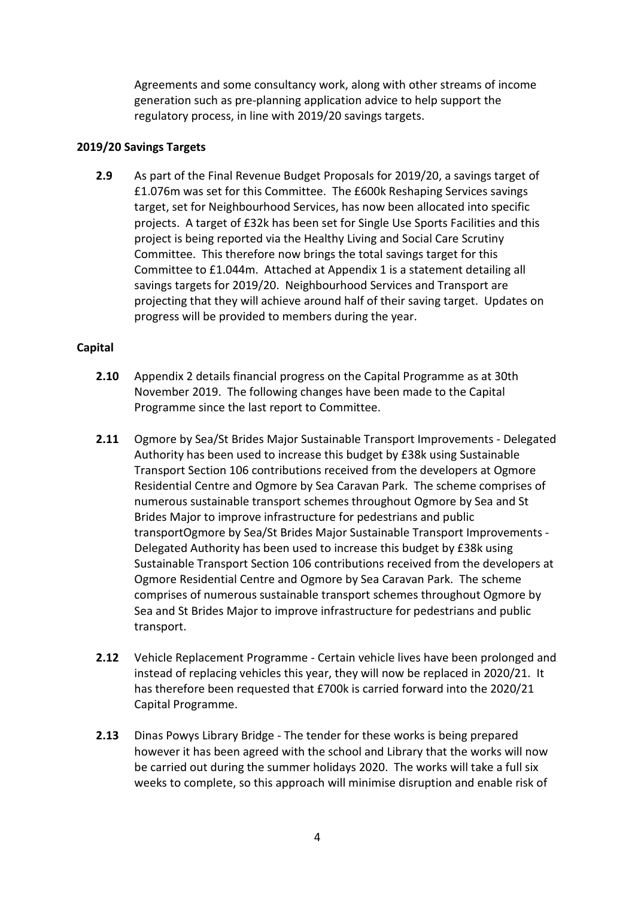Agreements and some consultancy work, along with other streams of income generation such as pre-planning application advice to help support the regulatory process, in line with 2019/20 savings targets.

**2019/20 Savings Targets**

**2.9** As part of the Final Revenue Budget Proposals for 2019/20, a savings target of £1.076m was set for this Committee. The £600k Reshaping Services savings target, set for Neighbourhood Services, has now been allocated into specific projects. A target of £32k has been set for Single Use Sports Facilities and this project is being reported via the Healthy Living and Social Care Scrutiny Committee. This therefore now brings the total savings target for this Committee to £1.044m. Attached at Appendix 1 is a statement detailing all savings targets for 2019/20. Neighbourhood Services and Transport are projecting that they will achieve around half of their saving target. Updates on progress will be provided to members during the year.

**Capital**

**2.10** Appendix 2 details financial progress on the Capital Programme as at 30th November 2019. The following changes have been made to the Capital Programme since the last report to Committee.

**2.11** Ogmore by Sea/St Brides Major Sustainable Transport Improvements - Delegated Authority has been used to increase this budget by £38k using Sustainable Transport Section 106 contributions received from the developers at Ogmore Residential Centre and Ogmore by Sea Caravan Park. The scheme comprises of numerous sustainable transport schemes throughout Ogmore by Sea and St Brides Major to improve infrastructure for pedestrians and public transportOgmore by Sea/St Brides Major Sustainable Transport Improvements - Delegated Authority has been used to increase this budget by £38k using Sustainable Transport Section 106 contributions received from the developers at Ogmore Residential Centre and Ogmore by Sea Caravan Park. The scheme comprises of numerous sustainable transport schemes throughout Ogmore by Sea and St Brides Major to improve infrastructure for pedestrians and public transport.

**2.12** Vehicle Replacement Programme - Certain vehicle lives have been prolonged and instead of replacing vehicles this year, they will now be replaced in 2020/21. It has therefore been requested that £700k is carried forward into the 2020/21 Capital Programme.

**2.13** Dinas Powys Library Bridge - The tender for these works is being prepared however it has been agreed with the school and Library that the works will now be carried out during the summer holidays 2020. The works will take a full six weeks to complete, so this approach will minimise disruption and enable risk of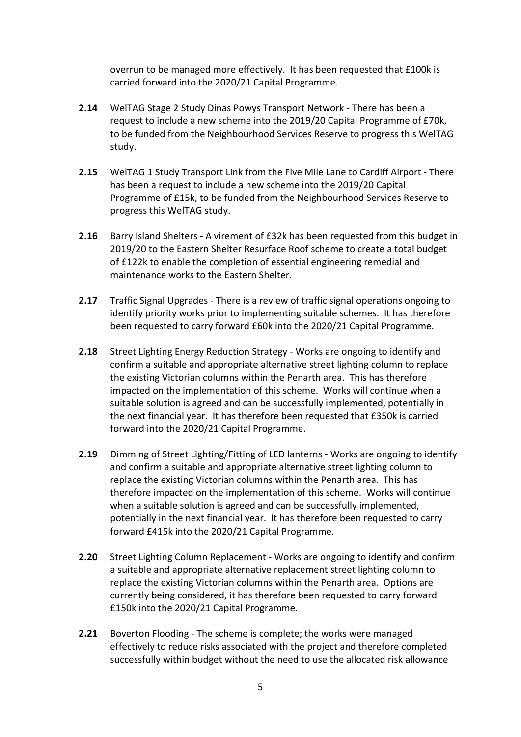overrun to be managed more effectively. It has been requested that £100k is carried forward into the 2020/21 Capital Programme.

**2.14** WelTAG Stage 2 Study Dinas Powys Transport Network - There has been a request to include a new scheme into the 2019/20 Capital Programme of £70k, to be funded from the Neighbourhood Services Reserve to progress this WelTAG study.

**2.15** WelTAG 1 Study Transport Link from the Five Mile Lane to Cardiff Airport - There has been a request to include a new scheme into the 2019/20 Capital Programme of £15k, to be funded from the Neighbourhood Services Reserve to progress this WelTAG study.

**2.16** Barry Island Shelters - A virement of £32k has been requested from this budget in 2019/20 to the Eastern Shelter Resurface Roof scheme to create a total budget of £122k to enable the completion of essential engineering remedial and maintenance works to the Eastern Shelter.

**2.17** Traffic Signal Upgrades - There is a review of traffic signal operations ongoing to identify priority works prior to implementing suitable schemes. It has therefore been requested to carry forward £60k into the 2020/21 Capital Programme.

**2.18** Street Lighting Energy Reduction Strategy - Works are ongoing to identify and confirm a suitable and appropriate alternative street lighting column to replace the existing Victorian columns within the Penarth area. This has therefore impacted on the implementation of this scheme. Works will continue when a suitable solution is agreed and can be successfully implemented, potentially in the next financial year. It has therefore been requested that £350k is carried forward into the 2020/21 Capital Programme.

**2.19** Dimming of Street Lighting/Fitting of LED lanterns - Works are ongoing to identify and confirm a suitable and appropriate alternative street lighting column to replace the existing Victorian columns within the Penarth area. This has therefore impacted on the implementation of this scheme. Works will continue when a suitable solution is agreed and can be successfully implemented, potentially in the next financial year. It has therefore been requested to carry forward £415k into the 2020/21 Capital Programme.

**2.20** Street Lighting Column Replacement - Works are ongoing to identify and confirm a suitable and appropriate alternative replacement street lighting column to replace the existing Victorian columns within the Penarth area. Options are currently being considered, it has therefore been requested to carry forward £150k into the 2020/21 Capital Programme.

**2.21** Boverton Flooding - The scheme is complete; the works were managed effectively to reduce risks associated with the project and therefore completed successfully within budget without the need to use the allocated risk allowance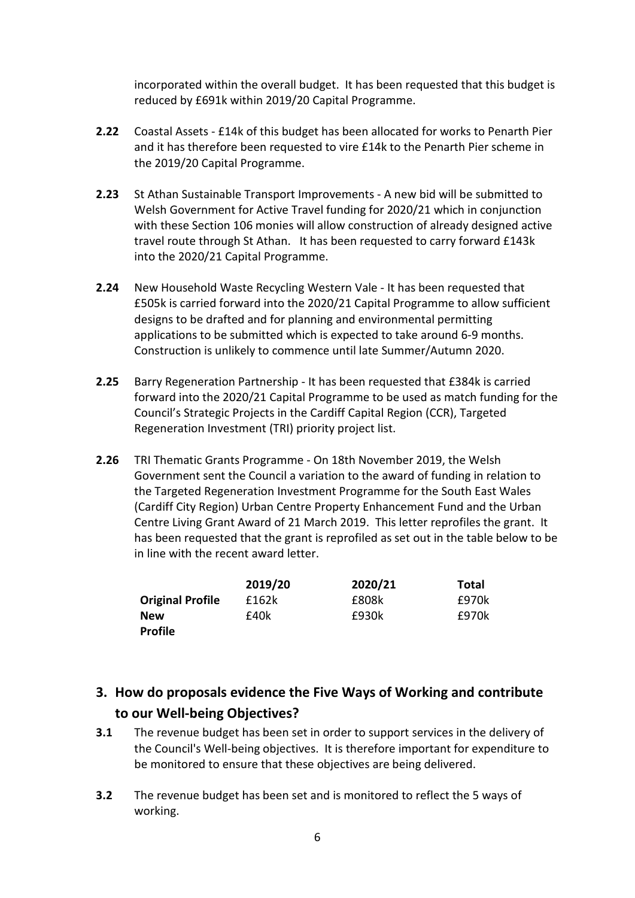incorporated within the overall budget. It has been requested that this budget is reduced by £691k within 2019/20 Capital Programme.

**2.22** Coastal Assets - £14k of this budget has been allocated for works to Penarth Pier and it has therefore been requested to vire £14k to the Penarth Pier scheme in the 2019/20 Capital Programme.

**2.23** St Athan Sustainable Transport Improvements - A new bid will be submitted to Welsh Government for Active Travel funding for 2020/21 which in conjunction with these Section 106 monies will allow construction of already designed active travel route through St Athan. It has been requested to carry forward £143k into the 2020/21 Capital Programme.

**2.24** New Household Waste Recycling Western Vale - It has been requested that £505k is carried forward into the 2020/21 Capital Programme to allow sufficient designs to be drafted and for planning and environmental permitting applications to be submitted which is expected to take around 6-9 months. Construction is unlikely to commence until late Summer/Autumn 2020.

**2.25** Barry Regeneration Partnership - It has been requested that £384k is carried forward into the 2020/21 Capital Programme to be used as match funding for the Council's Strategic Projects in the Cardiff Capital Region (CCR), Targeted Regeneration Investment (TRI) priority project list.

**2.26** TRI Thematic Grants Programme - On 18th November 2019, the Welsh Government sent the Council a variation to the award of funding in relation to the Targeted Regeneration Investment Programme for the South East Wales (Cardiff City Region) Urban Centre Property Enhancement Fund and the Urban Centre Living Grant Award of 21 March 2019. This letter reprofiles the grant. It has been requested that the grant is reprofiled as set out in the table below to be in line with the recent award letter.

| | 2019/20 | 2020/21 | Total |
|---|---|---|---|
| **Original Profile** | £162k | £808k | £970k |
| **New Profile** | £40k | £930k | £970k |

## 3. How do proposals evidence the Five Ways of Working and contribute to our Well-being Objectives?

**3.1** The revenue budget has been set in order to support services in the delivery of the Council's Well-being objectives. It is therefore important for expenditure to be monitored to ensure that these objectives are being delivered.

**3.2** The revenue budget has been set and is monitored to reflect the 5 ways of working.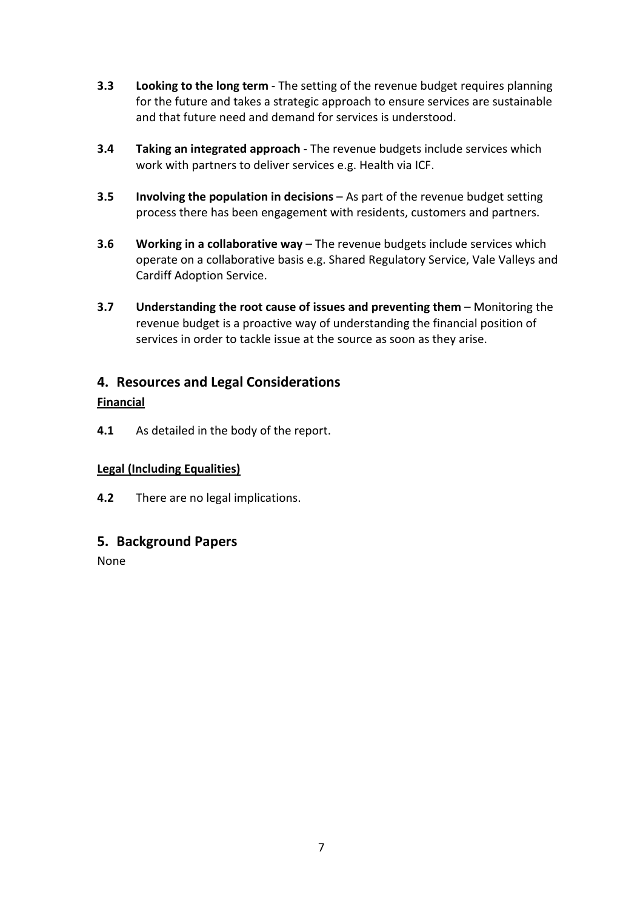**3.3** **Looking to the long term** - The setting of the revenue budget requires planning for the future and takes a strategic approach to ensure services are sustainable and that future need and demand for services is understood.

**3.4** **Taking an integrated approach** - The revenue budgets include services which work with partners to deliver services e.g. Health via ICF.

**3.5** **Involving the population in decisions** – As part of the revenue budget setting process there has been engagement with residents, customers and partners.

**3.6** **Working in a collaborative way** – The revenue budgets include services which operate on a collaborative basis e.g. Shared Regulatory Service, Vale Valleys and Cardiff Adoption Service.

**3.7** **Understanding the root cause of issues and preventing them** – Monitoring the revenue budget is a proactive way of understanding the financial position of services in order to tackle issue at the source as soon as they arise.

## 4. Resources and Legal Considerations

**Financial**

**4.1** As detailed in the body of the report.

**Legal (Including Equalities)**

**4.2** There are no legal implications.

## 5. Background Papers

None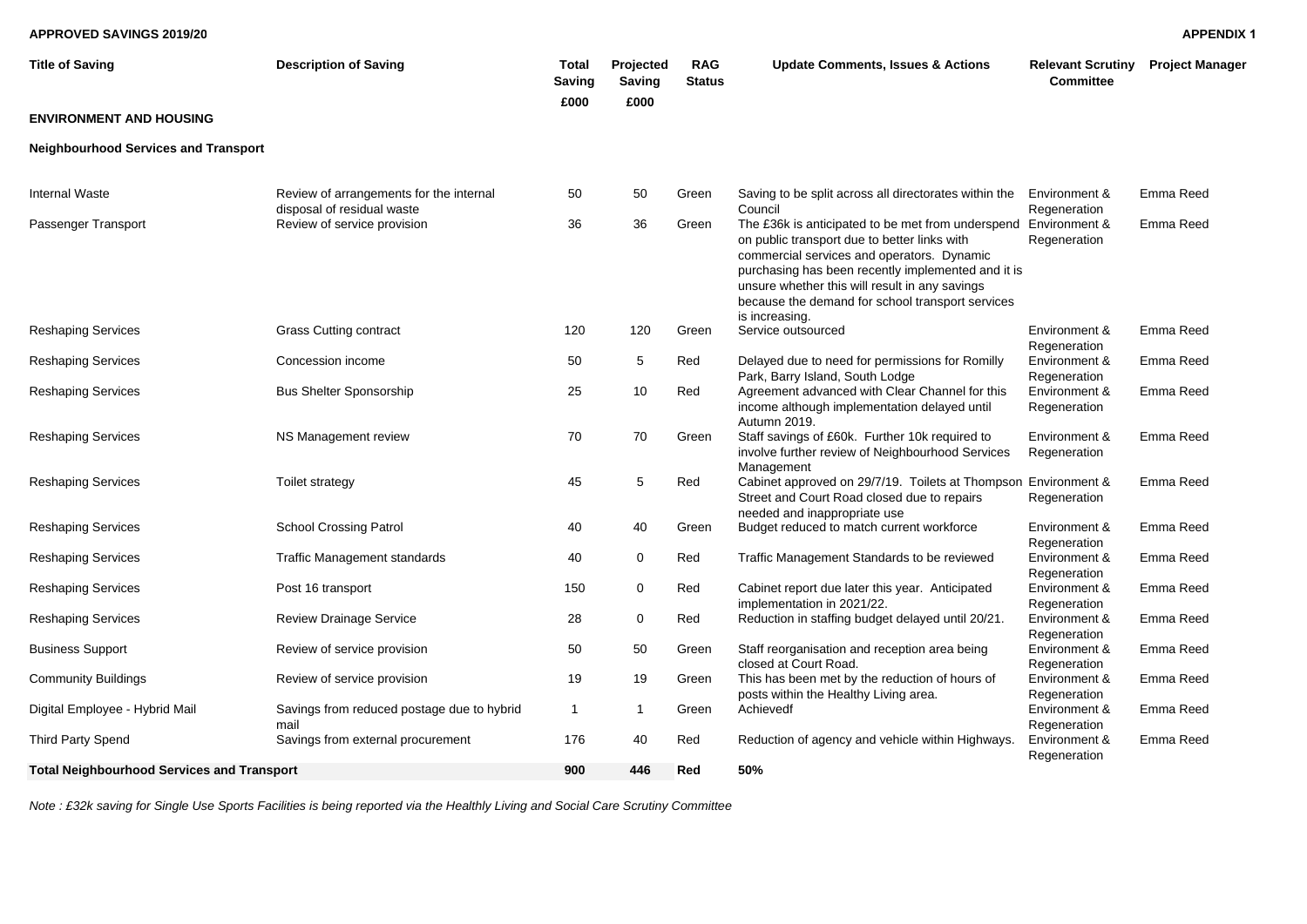**APPROVED SAVINGS 2019/20** **APPENDIX 1**

| Title of Saving | Description of Saving | Total Saving £000 | Projected Saving £000 | RAG Status | Update Comments, Issues & Actions | Relevant Scrutiny Committee | Project Manager |
|---|---|---|---|---|---|---|---|
| **ENVIRONMENT AND HOUSING** | | | | | | | |
| **Neighbourhood Services and Transport** | | | | | | | |
| Internal Waste | Review of arrangements for the internal disposal of residual waste | 50 | 50 | Green | Saving to be split across all directorates within the Council | Environment & Regeneration | Emma Reed |
| Passenger Transport | Review of service provision | 36 | 36 | Green | The £36k is anticipated to be met from underspend on public transport due to better links with commercial services and operators. Dynamic purchasing has been recently implemented and it is unsure whether this will result in any savings because the demand for school transport services is increasing. | Environment & Regeneration | Emma Reed |
| Reshaping Services | Grass Cutting contract | 120 | 120 | Green | Service outsourced | Environment & Regeneration | Emma Reed |
| Reshaping Services | Concession income | 50 | 5 | Red | Delayed due to need for permissions for Romilly Park, Barry Island, South Lodge | Environment & Regeneration | Emma Reed |
| Reshaping Services | Bus Shelter Sponsorship | 25 | 10 | Red | Agreement advanced with Clear Channel for this income although implementation delayed until Autumn 2019. | Environment & Regeneration | Emma Reed |
| Reshaping Services | NS Management review | 70 | 70 | Green | Staff savings of £60k. Further 10k required to involve further review of Neighbourhood Services Management | Environment & Regeneration | Emma Reed |
| Reshaping Services | Toilet strategy | 45 | 5 | Red | Cabinet approved on 29/7/19. Toilets at Thompson Street and Court Road closed due to repairs needed and inappropriate use | Environment & Regeneration | Emma Reed |
| Reshaping Services | School Crossing Patrol | 40 | 40 | Green | Budget reduced to match current workforce | Environment & Regeneration | Emma Reed |
| Reshaping Services | Traffic Management standards | 40 | 0 | Red | Traffic Management Standards to be reviewed | Environment & Regeneration | Emma Reed |
| Reshaping Services | Post 16 transport | 150 | 0 | Red | Cabinet report due later this year. Anticipated implementation in 2021/22. | Environment & Regeneration | Emma Reed |
| Reshaping Services | Review Drainage Service | 28 | 0 | Red | Reduction in staffing budget delayed until 20/21. | Environment & Regeneration | Emma Reed |
| Business Support | Review of service provision | 50 | 50 | Green | Staff reorganisation and reception area being closed at Court Road. | Environment & Regeneration | Emma Reed |
| Community Buildings | Review of service provision | 19 | 19 | Green | This has been met by the reduction of hours of posts within the Healthy Living area. | Environment & Regeneration | Emma Reed |
| Digital Employee - Hybrid Mail | Savings from reduced postage due to hybrid mail | 1 | 1 | Green | Achievedf | Environment & Regeneration | Emma Reed |
| Third Party Spend | Savings from external procurement | 176 | 40 | Red | Reduction of agency and vehicle within Highways. | Environment & Regeneration | Emma Reed |
| **Total Neighbourhood Services and Transport** | | **900** | **446** | **Red** | **50%** | | |

*Note : £32k saving for Single Use Sports Facilities is being reported via the Healthly Living and Social Care Scrutiny Committee*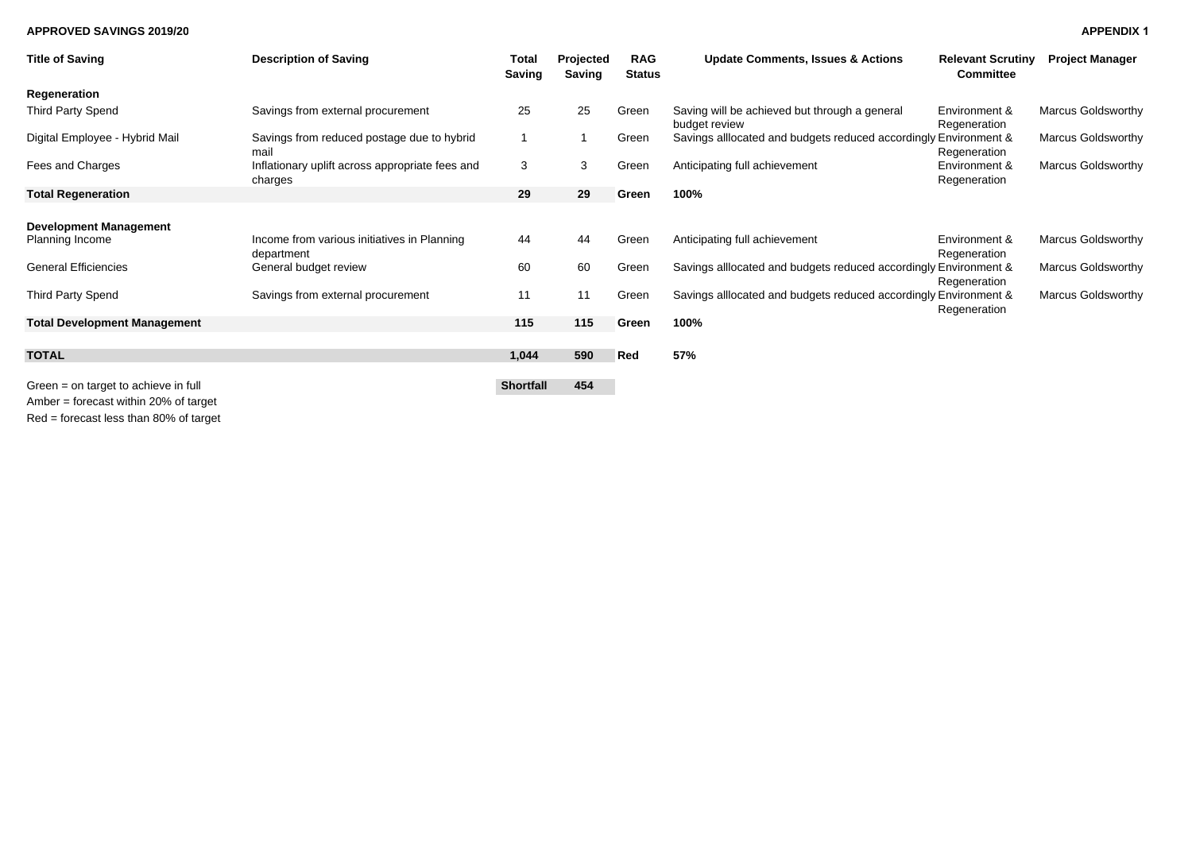**APPROVED SAVINGS 2019/20**

**APPENDIX 1**

| Title of Saving | Description of Saving | Total Saving | Projected Saving | RAG Status | Update Comments, Issues & Actions | Relevant Scrutiny Committee | Project Manager |
|---|---|---|---|---|---|---|---|
| **Regeneration** | | | | | | | |
| Third Party Spend | Savings from external procurement | 25 | 25 | Green | Saving will be achieved but through a general budget review | Environment & Regeneration | Marcus Goldsworthy |
| Digital Employee - Hybrid Mail | Savings from reduced postage due to hybrid mail | 1 | 1 | Green | Savings alllocated and budgets reduced accordingly | Environment & Regeneration | Marcus Goldsworthy |
| Fees and Charges | Inflationary uplift across appropriate fees and charges | 3 | 3 | Green | Anticipating full achievement | Environment & Regeneration | Marcus Goldsworthy |
| **Total Regeneration** | | **29** | **29** | **Green** | **100%** | | |
| | | | | | | | |
| **Development Management** | | | | | | | |
| Planning Income | Income from various initiatives in Planning department | 44 | 44 | Green | Anticipating full achievement | Environment & Regeneration | Marcus Goldsworthy |
| General Efficiencies | General budget review | 60 | 60 | Green | Savings alllocated and budgets reduced accordingly | Environment & Regeneration | Marcus Goldsworthy |
| Third Party Spend | Savings from external procurement | 11 | 11 | Green | Savings alllocated and budgets reduced accordingly | Environment & Regeneration | Marcus Goldsworthy |
| **Total Development Management** | | **115** | **115** | **Green** | **100%** | | |
| | | | | | | | |
| **TOTAL** | | **1,044** | **590** | **Red** | **57%** | | |
| | | **Shortfall** | **454** | | | | |

Green = on target to achieve in full

Amber = forecast within 20% of target

Red = forecast less than 80% of target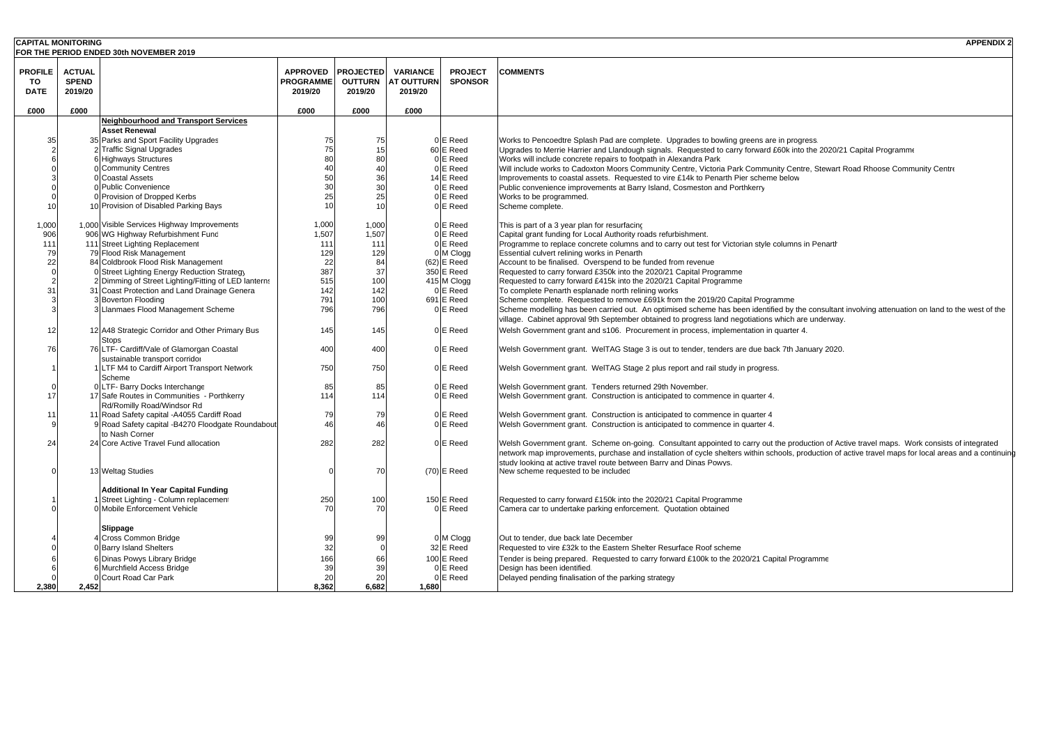**CAPITAL MONITORING** **APPENDIX 2**

**FOR THE PERIOD ENDED 30th NOVEMBER 2019**

| PROFILE TO DATE | ACTUAL SPEND 2019/20 | | APPROVED PROGRAMME 2019/20 | PROJECTED OUTTURN 2019/20 | VARIANCE AT OUTTURN 2019/20 | PROJECT SPONSOR | COMMENTS |
|---|---|---|---|---|---|---|---|
| £000 | £000 | | £000 | £000 | £000 | | |
| | | **Neighbourhood and Transport Services** | | | | | |
| | | **Asset Renewal** | | | | | |
| 35 | 35 | Parks and Sport Facility Upgrades | 75 | 75 | 0 | E Reed | Works to Pencoedtre Splash Pad are complete. Upgrades to bowling greens are in progress. |
| 2 | 2 | Traffic Signal Upgrades | 75 | 15 | 60 | E Reed | Upgrades to Merrie Harrier and Llandough signals. Requested to carry forward £60k into the 2020/21 Capital Programme |
| 6 | 6 | Highways Structures | 80 | 80 | 0 | E Reed | Works will include concrete repairs to footpath in Alexandra Park |
| 0 | 0 | Community Centres | 40 | 40 | 0 | E Reed | Will include works to Cadoxton Moors Community Centre, Victoria Park Community Centre, Stewart Road Rhoose Community Centre |
| 3 | 0 | Coastal Assets | 50 | 36 | 14 | E Reed | Improvements to coastal assets. Requested to vire £14k to Penarth Pier scheme below |
| 0 | 0 | Public Convenience | 30 | 30 | 0 | E Reed | Public convenience improvements at Barry Island, Cosmeston and Porthkerry |
| 0 | 0 | Provision of Dropped Kerbs | 25 | 25 | 0 | E Reed | Works to be programmed. |
| 10 | 10 | Provision of Disabled Parking Bays | 10 | 10 | 0 | E Reed | Scheme complete. |
| 1,000 | 1,000 | Visible Services Highway Improvements | 1,000 | 1,000 | 0 | E Reed | This is part of a 3 year plan for resurfacing |
| 906 | 906 | WG Highway Refurbishment Fund | 1,507 | 1,507 | 0 | E Reed | Capital grant funding for Local Authority roads refurbishment. |
| 111 | 111 | Street Lighting Replacement | 111 | 111 | 0 | E Reed | Programme to replace concrete columns and to carry out test for Victorian style columns in Penarth |
| 79 | 79 | Flood Risk Management | 129 | 129 | 0 | M Clogg | Essential culvert relining works in Penarth |
| 22 | 84 | Coldbrook Flood Risk Management | 22 | 84 | (62) | E Reed | Account to be finalised. Overspend to be funded from revenue |
| 0 | 0 | Street Lighting Energy Reduction Strategy | 387 | 37 | 350 | E Reed | Requested to carry forward £350k into the 2020/21 Capital Programme |
| 2 | 2 | Dimming of Street Lighting/Fitting of LED lanterns | 515 | 100 | 415 | M Clogg | Requested to carry forward £415k into the 2020/21 Capital Programme |
| 31 | 31 | Coast Protection and Land Drainage General | 142 | 142 | 0 | E Reed | To complete Penarth esplanade north relining works |
| 3 | 3 | Boverton Flooding | 791 | 100 | 691 | E Reed | Scheme complete. Requested to remove £691k from the 2019/20 Capital Programme |
| 3 | 3 | Llanmaes Flood Management Scheme | 796 | 796 | 0 | E Reed | Scheme modelling has been carried out. An optimised scheme has been identified by the consultant involving attenuation on land to the west of the village. Cabinet approval 9th September obtained to progress land negotiations which are underway. |
| 12 | 12 | A48 Strategic Corridor and Other Primary Bus Stops | 145 | 145 | 0 | E Reed | Welsh Government grant and s106. Procurement in process, implementation in quarter 4. |
| 76 | 76 | LTF- Cardiff/Vale of Glamorgan Coastal sustainable transport corridor | 400 | 400 | 0 | E Reed | Welsh Government grant. WelTAG Stage 3 is out to tender, tenders are due back 7th January 2020. |
| 1 | 1 | LTF M4 to Cardiff Airport Transport Network Scheme | 750 | 750 | 0 | E Reed | Welsh Government grant. WelTAG Stage 2 plus report and rail study in progress. |
| 0 | 0 | LTF- Barry Docks Interchange | 85 | 85 | 0 | E Reed | Welsh Government grant. Tenders returned 29th November. |
| 17 | 17 | Safe Routes in Communities - Porthkerry Rd/Romilly Road/Windsor Rd | 114 | 114 | 0 | E Reed | Welsh Government grant. Construction is anticipated to commence in quarter 4. |
| 11 | 11 | Road Safety capital -A4055 Cardiff Road | 79 | 79 | 0 | E Reed | Welsh Government grant. Construction is anticipated to commence in quarter 4 |
| 9 | 9 | Road Safety capital -B4270 Floodgate Roundabout to Nash Corner | 46 | 46 | 0 | E Reed | Welsh Government grant. Construction is anticipated to commence in quarter 4. |
| 24 | 24 | Core Active Travel Fund allocation | 282 | 282 | 0 | E Reed | Welsh Government grant. Scheme on-going. Consultant appointed to carry out the production of Active travel maps. Work consists of integrated network map improvements, purchase and installation of cycle shelters within schools, production of active travel maps for local areas and a continuing study looking at active travel route between Barry and Dinas Powys. |
| 0 | 13 | Weltag Studies | 0 | 70 | (70) | E Reed | New scheme requested to be included |
| | | **Additional In Year Capital Funding** | | | | | |
| 1 | 1 | Street Lighting - Column replacement | 250 | 100 | 150 | E Reed | Requested to carry forward £150k into the 2020/21 Capital Programme |
| 0 | 0 | Mobile Enforcement Vehicle | 70 | 70 | 0 | E Reed | Camera car to undertake parking enforcement. Quotation obtained |
| | | **Slippage** | | | | | |
| 4 | 4 | Cross Common Bridge | 99 | 99 | 0 | M Clogg | Out to tender, due back late December |
| 0 | 0 | Barry Island Shelters | 32 | 0 | 32 | E Reed | Requested to vire £32k to the Eastern Shelter Resurface Roof scheme |
| 6 | 6 | Dinas Powys Library Bridge | 166 | 66 | 100 | E Reed | Tender is being prepared. Requested to carry forward £100k to the 2020/21 Capital Programme |
| 6 | 6 | Murchfield Access Bridge | 39 | 39 | 0 | E Reed | Design has been identified. |
| 0 | 0 | Court Road Car Park | 20 | 20 | 0 | E Reed | Delayed pending finalisation of the parking strategy |
| 2,380 | 2,452 | | 8,362 | 6,682 | 1,680 | | |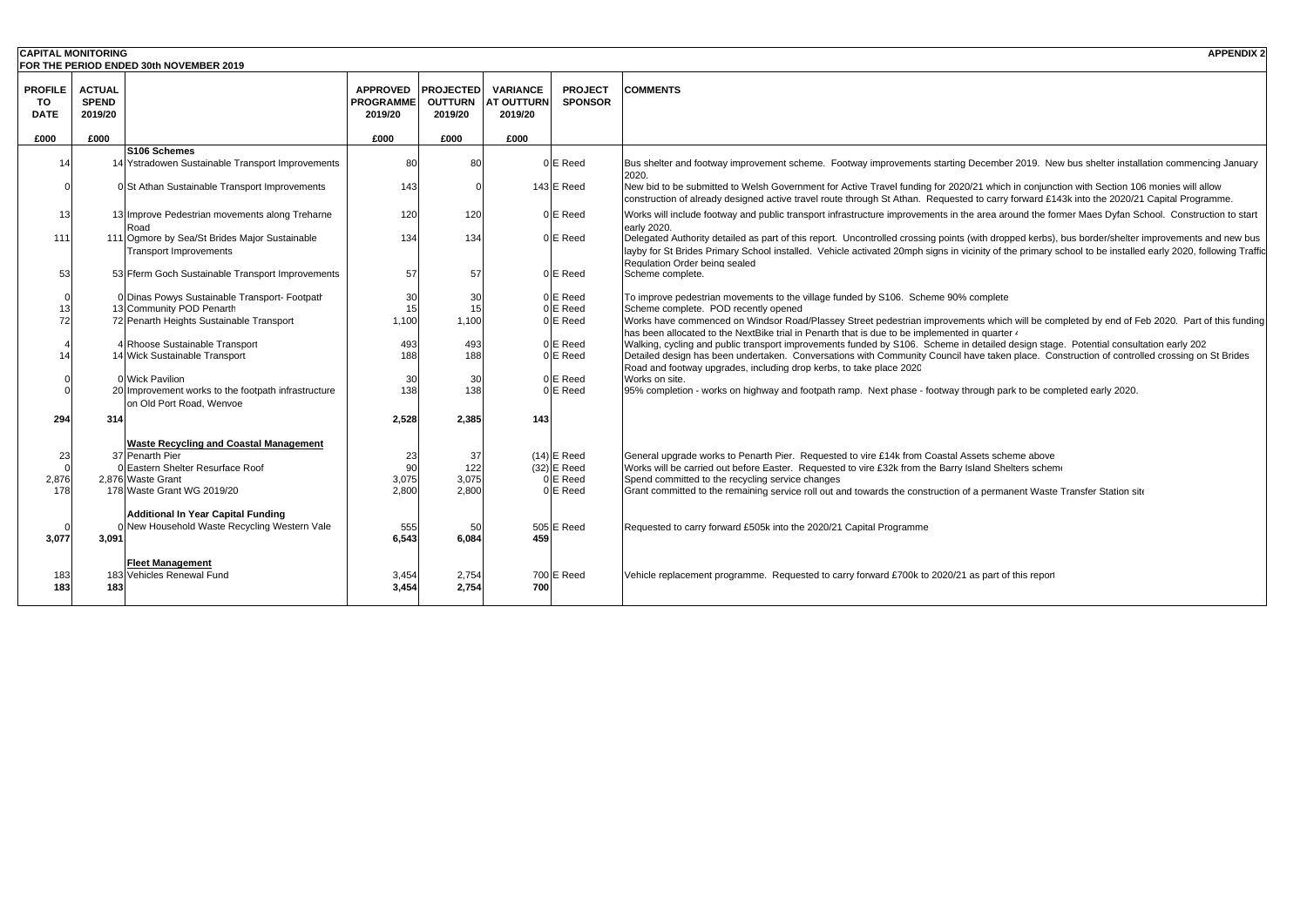**CAPITAL MONITORING** **APPENDIX 2**

**FOR THE PERIOD ENDED 30th NOVEMBER 2019**

| PROFILE TO DATE | ACTUAL SPEND 2019/20 | | APPROVED PROGRAMME 2019/20 | PROJECTED OUTTURN 2019/20 | VARIANCE AT OUTTURN 2019/20 | PROJECT SPONSOR | COMMENTS |
|---|---|---|---|---|---|---|---|
| £000 | £000 | | £000 | £000 | £000 | | |
| | | **S106 Schemes** | | | | | |
| 14 | 14 | Ystradowen Sustainable Transport Improvements | 80 | 80 | 0 | E Reed | Bus shelter and footway improvement scheme. Footway improvements starting December 2019. New bus shelter installation commencing January 2020. |
| 0 | 0 | St Athan Sustainable Transport Improvements | 143 | 0 | 143 | E Reed | New bid to be submitted to Welsh Government for Active Travel funding for 2020/21 which in conjunction with Section 106 monies will allow construction of already designed active travel route through St Athan. Requested to carry forward £143k into the 2020/21 Capital Programme. |
| 13 | 13 | Improve Pedestrian movements along Treharne Road | 120 | 120 | 0 | E Reed | Works will include footway and public transport infrastructure improvements in the area around the former Maes Dyfan School. Construction to start early 2020. |
| 111 | 111 | Ogmore by Sea/St Brides Major Sustainable Transport Improvements | 134 | 134 | 0 | E Reed | Delegated Authority detailed as part of this report. Uncontrolled crossing points (with dropped kerbs), bus border/shelter improvements and new bus layby for St Brides Primary School installed. Vehicle activated 20mph signs in vicinity of the primary school to be installed early 2020, following Traffic Regulation Order being sealed |
| 53 | 53 | Fferm Goch Sustainable Transport Improvements | 57 | 57 | 0 | E Reed | Scheme complete. |
| 0 | 0 | Dinas Powys Sustainable Transport- Footpath | 30 | 30 | 0 | E Reed | To improve pedestrian movements to the village funded by S106. Scheme 90% complete |
| 13 | 13 | Community POD Penarth | 15 | 15 | 0 | E Reed | Scheme complete. POD recently opened |
| 72 | 72 | Penarth Heights Sustainable Transport | 1,100 | 1,100 | 0 | E Reed | Works have commenced on Windsor Road/Plassey Street pedestrian improvements which will be completed by end of Feb 2020. Part of this funding has been allocated to the NextBike trial in Penarth that is due to be implemented in quarter 4 |
| 4 | 4 | Rhoose Sustainable Transport | 493 | 493 | 0 | E Reed | Walking, cycling and public transport improvements funded by S106. Scheme in detailed design stage. Potential consultation early 2020 |
| 14 | 14 | Wick Sustainable Transport | 188 | 188 | 0 | E Reed | Detailed design has been undertaken. Conversations with Community Council have taken place. Construction of controlled crossing on St Brides Road and footway upgrades, including drop kerbs, to take place 2020 |
| 0 | 0 | Wick Pavilion | 30 | 30 | 0 | E Reed | Works on site. |
| 0 | 20 | Improvement works to the footpath infrastructure on Old Port Road, Wenvoe | 138 | 138 | 0 | E Reed | 95% completion - works on highway and footpath ramp. Next phase - footway through park to be completed early 2020. |
| **294** | **314** | | **2,528** | **2,385** | **143** | | |
| | | **Waste Recycling and Coastal Management** | | | | | |
| 23 | 37 | Penarth Pier | 23 | 37 | (14) | E Reed | General upgrade works to Penarth Pier. Requested to vire £14k from Coastal Assets scheme above |
| 0 | 0 | Eastern Shelter Resurface Roof | 90 | 122 | (32) | E Reed | Works will be carried out before Easter. Requested to vire £32k from the Barry Island Shelters scheme |
| 2,876 | 2,876 | Waste Grant | 3,075 | 3,075 | 0 | E Reed | Spend committed to the recycling service changes |
| 178 | 178 | Waste Grant WG 2019/20 | 2,800 | 2,800 | 0 | E Reed | Grant committed to the remaining service roll out and towards the construction of a permanent Waste Transfer Station site |
| | | **Additional In Year Capital Funding** | | | | | |
| 0 | 0 | New Household Waste Recycling Western Vale | 555 | 50 | 505 | E Reed | Requested to carry forward £505k into the 2020/21 Capital Programme |
| **3,077** | **3,091** | | **6,543** | **6,084** | **459** | | |
| | | **Fleet Management** | | | | | |
| 183 | 183 | Vehicles Renewal Fund | 3,454 | 2,754 | 700 | E Reed | Vehicle replacement programme. Requested to carry forward £700k to 2020/21 as part of this report |
| **183** | **183** | | **3,454** | **2,754** | **700** | | |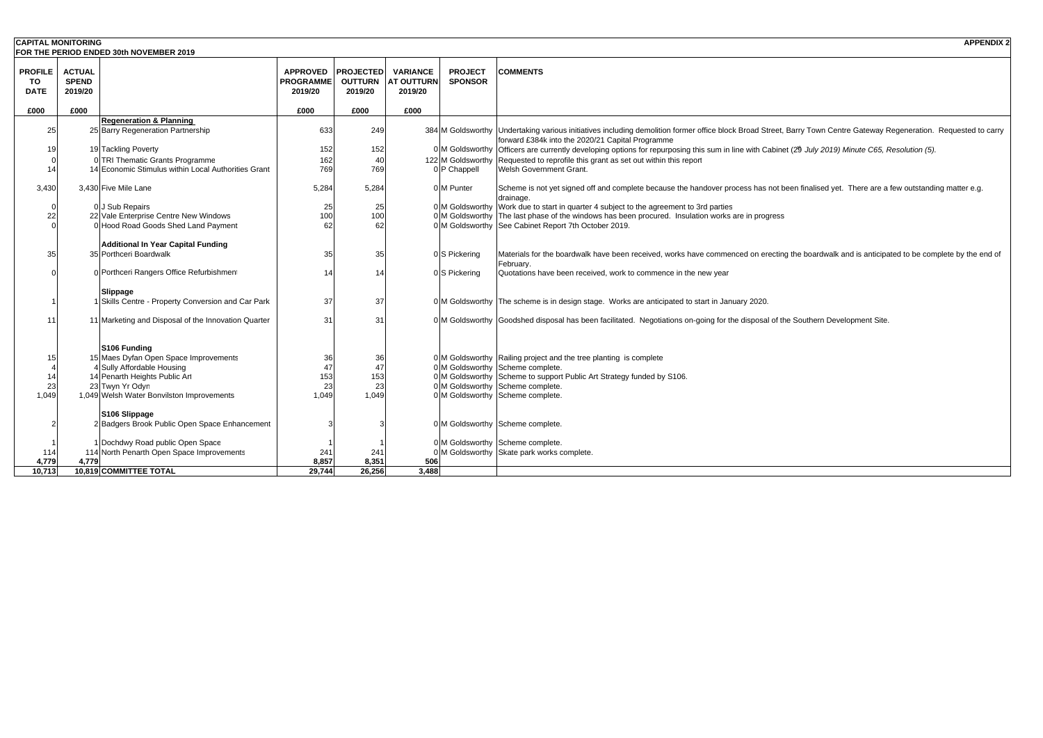**CAPITAL MONITORING** **APPENDIX 2**

**FOR THE PERIOD ENDED 30th NOVEMBER 2019**

| PROFILE TO DATE | ACTUAL SPEND 2019/20 | | APPROVED PROGRAMME 2019/20 | PROJECTED OUTTURN 2019/20 | VARIANCE AT OUTTURN 2019/20 | PROJECT SPONSOR | COMMENTS |
|---|---|---|---|---|---|---|---|
| £000 | £000 | | £000 | £000 | £000 | | |
| | | **Regeneration & Planning** | | | | | |
| 25 | 25 | Barry Regeneration Partnership | 633 | 249 | 384 | M Goldsworthy | Undertaking various initiatives including demolition former office block Broad Street, Barry Town Centre Gateway Regeneration. Requested to carry forward £384k into the 2020/21 Capital Programme |
| 19 | 19 | Tackling Poverty | 152 | 152 | 0 | M Goldsworthy | Officers are currently developing options for repurposing this sum in line with Cabinet (29 *July 2019) Minute C65, Resolution (5).* |
| 0 | 0 | TRI Thematic Grants Programme | 162 | 40 | 122 | M Goldsworthy | Requested to reprofile this grant as set out within this report |
| 14 | 14 | Economic Stimulus within Local Authorities Grant | 769 | 769 | 0 | P Chappell | Welsh Government Grant. |
| 3,430 | 3,430 | Five Mile Lane | 5,284 | 5,284 | 0 | M Punter | Scheme is not yet signed off and complete because the handover process has not been finalised yet. There are a few outstanding matter e.g. drainage. |
| 0 | 0 | J Sub Repairs | 25 | 25 | 0 | M Goldsworthy | Work due to start in quarter 4 subject to the agreement to 3rd parties |
| 22 | 22 | Vale Enterprise Centre New Windows | 100 | 100 | 0 | M Goldsworthy | The last phase of the windows has been procured. Insulation works are in progress |
| 0 | 0 | Hood Road Goods Shed Land Payment | 62 | 62 | 0 | M Goldsworthy | See Cabinet Report 7th October 2019. |
| | | **Additional In Year Capital Funding** | | | | | |
| 35 | 35 | Porthceri Boardwalk | 35 | 35 | 0 | S Pickering | Materials for the boardwalk have been received, works have commenced on erecting the boardwalk and is anticipated to be complete by the end of February. |
| 0 | 0 | Porthceri Rangers Office Refurbishment | 14 | 14 | 0 | S Pickering | Quotations have been received, work to commence in the new year |
| | | **Slippage** | | | | | |
| 1 | 1 | Skills Centre - Property Conversion and Car Park | 37 | 37 | 0 | M Goldsworthy | The scheme is in design stage. Works are anticipated to start in January 2020. |
| 11 | 11 | Marketing and Disposal of the Innovation Quarter | 31 | 31 | 0 | M Goldsworthy | Goodshed disposal has been facilitated. Negotiations on-going for the disposal of the Southern Development Site. |
| | | **S106 Funding** | | | | | |
| 15 | 15 | Maes Dyfan Open Space Improvements | 36 | 36 | 0 | M Goldsworthy | Railing project and the tree planting is complete |
| 4 | 4 | Sully Affordable Housing | 47 | 47 | 0 | M Goldsworthy | Scheme complete. |
| 14 | 14 | Penarth Heights Public Art | 153 | 153 | 0 | M Goldsworthy | Scheme to support Public Art Strategy funded by S106. |
| 23 | 23 | Twyn Yr Odyn | 23 | 23 | 0 | M Goldsworthy | Scheme complete. |
| 1,049 | 1,049 | Welsh Water Bonvilston Improvements | 1,049 | 1,049 | 0 | M Goldsworthy | Scheme complete. |
| | | **S106 Slippage** | | | | | |
| 2 | 2 | Badgers Brook Public Open Space Enhancement | 3 | 3 | 0 | M Goldsworthy | Scheme complete. |
| 1 | 1 | Dochdwy Road public Open Space | 1 | 1 | 0 | M Goldsworthy | Scheme complete. |
| 114 | 114 | North Penarth Open Space Improvements | 241 | 241 | 0 | M Goldsworthy | Skate park works complete. |
| 4,779 | 4,779 | | 8,857 | 8,351 | 506 | | |
| **10,713** | **10,819** | **COMMITTEE TOTAL** | **29,744** | **26,256** | **3,488** | | |